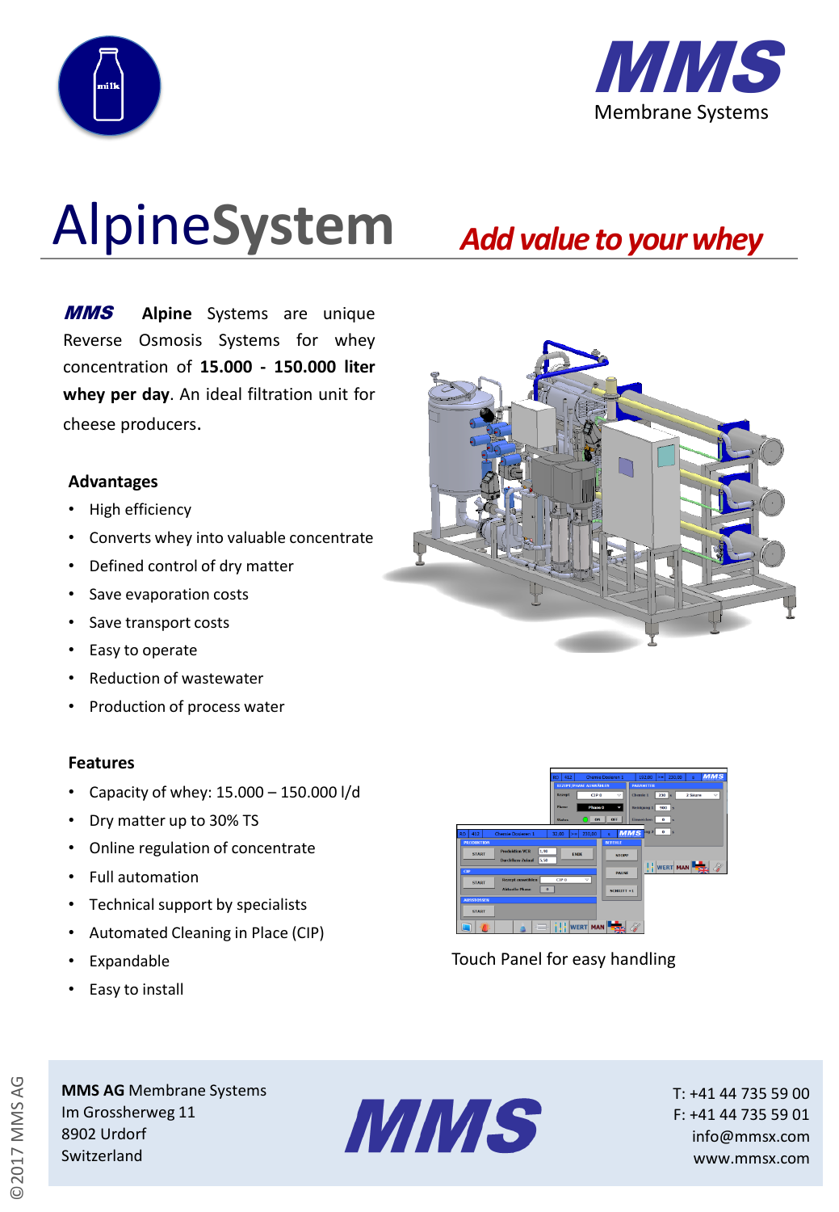MMS
Membrane Systems

# AlpineSystem

***Add value to your whey***

**MMS** **Alpine** Systems are unique Reverse Osmosis Systems for whey concentration of **15.000 - 150.000 liter whey per day**. An ideal filtration unit for cheese producers.

### Advantages

- High efficiency
- Converts whey into valuable concentrate
- Defined control of dry matter
- Save evaporation costs
- Save transport costs
- Easy to operate
- Reduction of wastewater
- Production of process water

### Features

- Capacity of whey: 15.000 – 150.000 l/d
- Dry matter up to 30% TS
- Online regulation of concentrate
- Full automation
- Technical support by specialists
- Automated Cleaning in Place (CIP)
- Expandable
- Easy to install

Touch Panel for easy handling

**MMS AG** Membrane Systems
Im Grossherweg 11
8902 Urdorf
Switzerland

MMS

T: +41 44 735 59 00
F: +41 44 735 59 01
info@mmsx.com
www.mmsx.com

©2017 MMS AG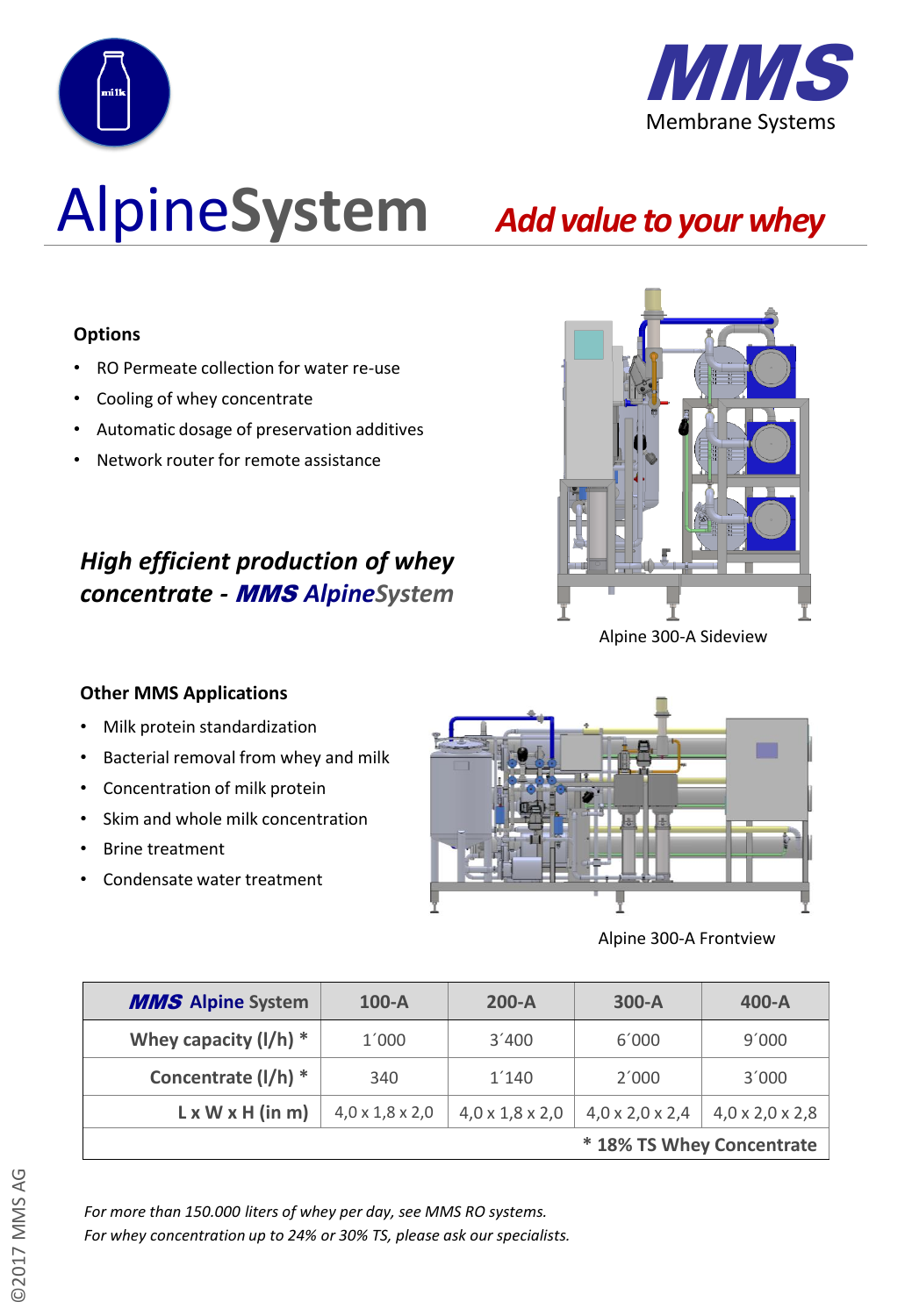# AlpineSystem

***Add value to your whey***

### Options

- RO Permeate collection for water re-use
- Cooling of whey concentrate
- Automatic dosage of preservation additives
- Network router for remote assistance

***High efficient production of whey concentrate - MMS AlpineSystem***

Alpine 300-A Sideview

### Other MMS Applications

- Milk protein standardization
- Bacterial removal from whey and milk
- Concentration of milk protein
- Skim and whole milk concentration
- Brine treatment
- Condensate water treatment

Alpine 300-A Frontview

| **MMS Alpine System** | 100-A | 200-A | 300-A | 400-A |
|---|---|---|---|---|
| Whey capacity (l/h) * | 1´000 | 3´400 | 6´000 | 9´000 |
| Concentrate (l/h) * | 340 | 1´140 | 2´000 | 3´000 |
| L x W x H (in m) | 4,0 x 1,8 x 2,0 | 4,0 x 1,8 x 2,0 | 4,0 x 2,0 x 2,4 | 4,0 x 2,0 x 2,8 |
| | | | | * 18% TS Whey Concentrate |

*For more than 150.000 liters of whey per day, see MMS RO systems.*
*For whey concentration up to 24% or 30% TS, please ask our specialists.*

©2017 MMS AG